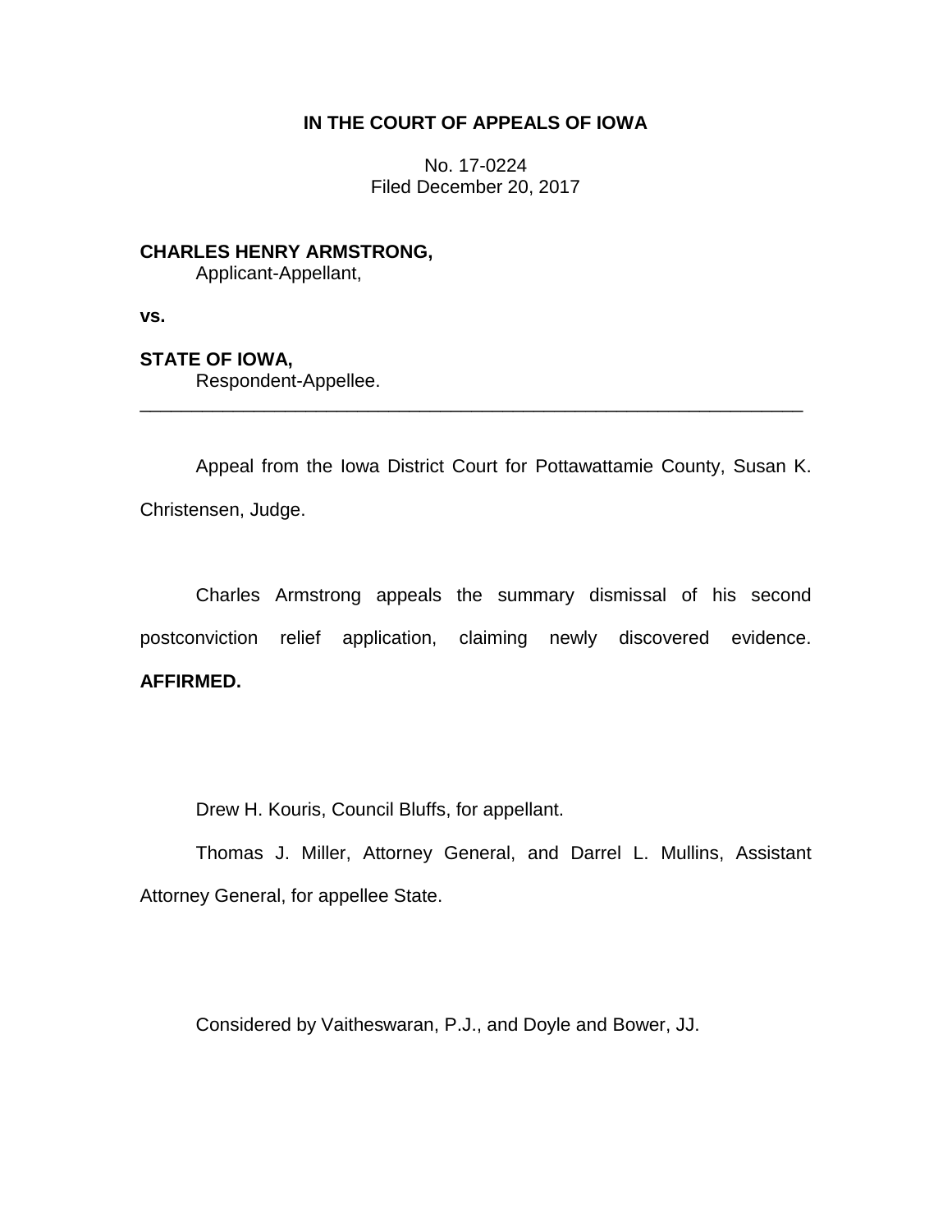**IN THE COURT OF APPEALS OF IOWA**

No. 17-0224
Filed December 20, 2017

**CHARLES HENRY ARMSTRONG,**
Applicant-Appellant,

**vs.**

**STATE OF IOWA,**
Respondent-Appellee.

---

Appeal from the Iowa District Court for Pottawattamie County, Susan K. Christensen, Judge.

Charles Armstrong appeals the summary dismissal of his second postconviction relief application, claiming newly discovered evidence. **AFFIRMED.**

Drew H. Kouris, Council Bluffs, for appellant.

Thomas J. Miller, Attorney General, and Darrel L. Mullins, Assistant Attorney General, for appellee State.

Considered by Vaitheswaran, P.J., and Doyle and Bower, JJ.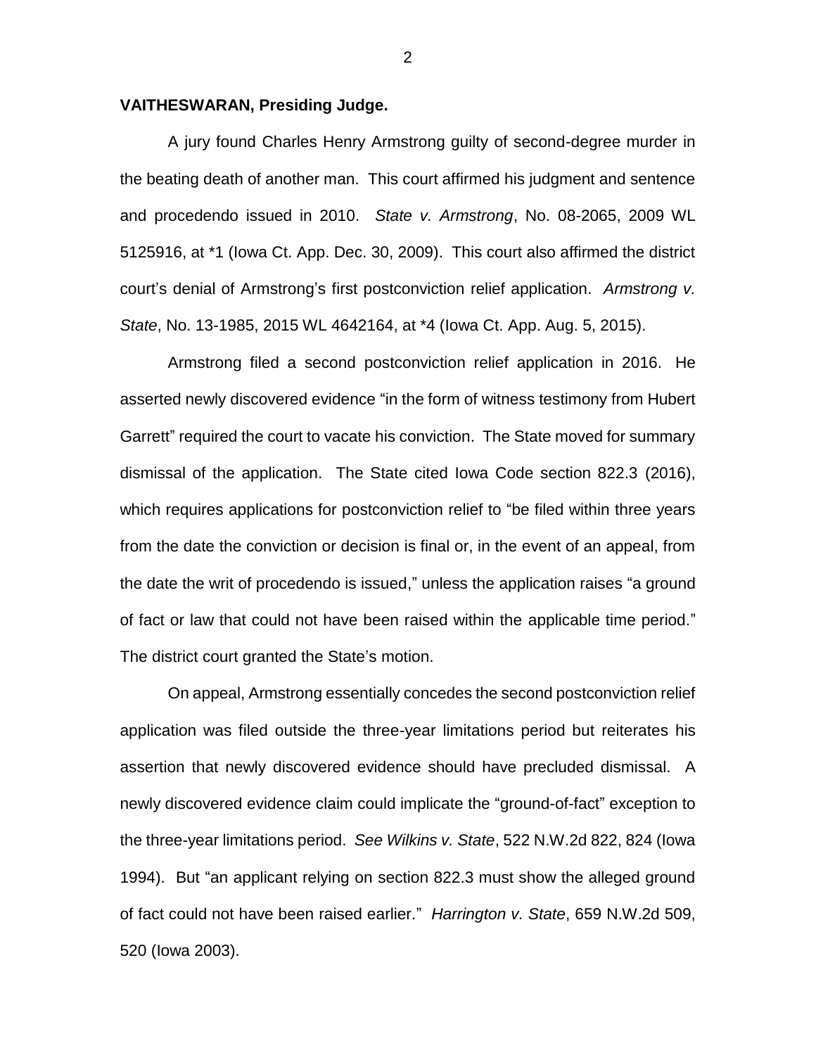**VAITHESWARAN, Presiding Judge.**

A jury found Charles Henry Armstrong guilty of second-degree murder in the beating death of another man. This court affirmed his judgment and sentence and procedendo issued in 2010. *State v. Armstrong*, No. 08-2065, 2009 WL 5125916, at *1 (Iowa Ct. App. Dec. 30, 2009). This court also affirmed the district court's denial of Armstrong's first postconviction relief application. *Armstrong v. State*, No. 13-1985, 2015 WL 4642164, at *4 (Iowa Ct. App. Aug. 5, 2015).

Armstrong filed a second postconviction relief application in 2016. He asserted newly discovered evidence "in the form of witness testimony from Hubert Garrett" required the court to vacate his conviction. The State moved for summary dismissal of the application. The State cited Iowa Code section 822.3 (2016), which requires applications for postconviction relief to "be filed within three years from the date the conviction or decision is final or, in the event of an appeal, from the date the writ of procedendo is issued," unless the application raises "a ground of fact or law that could not have been raised within the applicable time period." The district court granted the State's motion.

On appeal, Armstrong essentially concedes the second postconviction relief application was filed outside the three-year limitations period but reiterates his assertion that newly discovered evidence should have precluded dismissal. A newly discovered evidence claim could implicate the "ground-of-fact" exception to the three-year limitations period. *See Wilkins v. State*, 522 N.W.2d 822, 824 (Iowa 1994). But "an applicant relying on section 822.3 must show the alleged ground of fact could not have been raised earlier." *Harrington v. State*, 659 N.W.2d 509, 520 (Iowa 2003).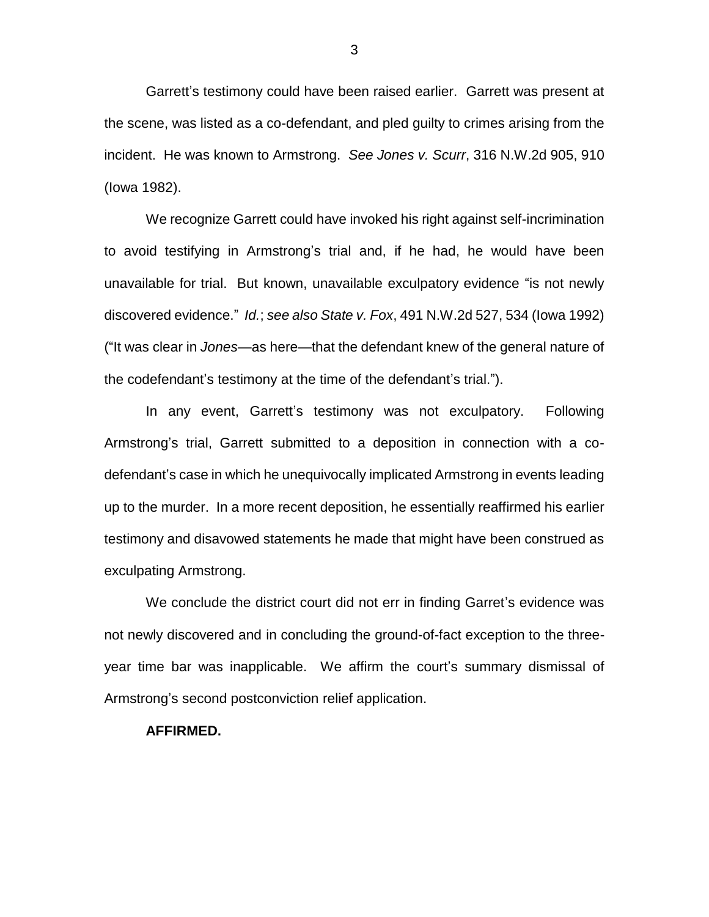Garrett's testimony could have been raised earlier. Garrett was present at the scene, was listed as a co-defendant, and pled guilty to crimes arising from the incident. He was known to Armstrong. *See Jones v. Scurr*, 316 N.W.2d 905, 910 (Iowa 1982).

We recognize Garrett could have invoked his right against self-incrimination to avoid testifying in Armstrong's trial and, if he had, he would have been unavailable for trial. But known, unavailable exculpatory evidence "is not newly discovered evidence." *Id.*; *see also State v. Fox*, 491 N.W.2d 527, 534 (Iowa 1992) ("It was clear in *Jones*—as here—that the defendant knew of the general nature of the codefendant's testimony at the time of the defendant's trial.").

In any event, Garrett's testimony was not exculpatory. Following Armstrong's trial, Garrett submitted to a deposition in connection with a co-defendant's case in which he unequivocally implicated Armstrong in events leading up to the murder. In a more recent deposition, he essentially reaffirmed his earlier testimony and disavowed statements he made that might have been construed as exculpating Armstrong.

We conclude the district court did not err in finding Garret's evidence was not newly discovered and in concluding the ground-of-fact exception to the three-year time bar was inapplicable. We affirm the court's summary dismissal of Armstrong's second postconviction relief application.

**AFFIRMED.**